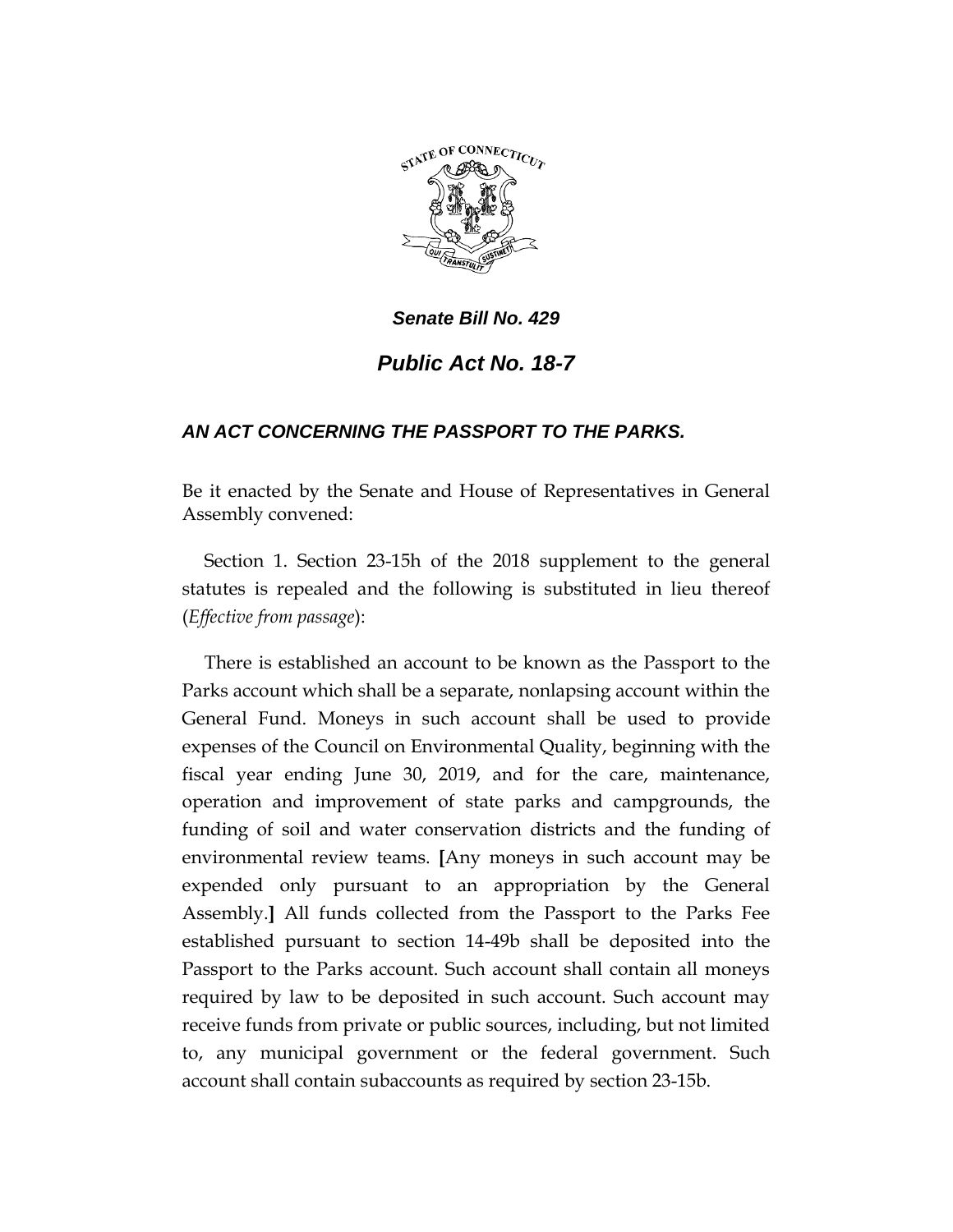*Senate Bill No. 429*

## *Public Act No. 18-7*

### *AN ACT CONCERNING THE PASSPORT TO THE PARKS.*

Be it enacted by the Senate and House of Representatives in General Assembly convened:

Section 1. Section 23-15h of the 2018 supplement to the general statutes is repealed and the following is substituted in lieu thereof (*Effective from passage*):

There is established an account to be known as the Passport to the Parks account which shall be a separate, nonlapsing account within the General Fund. Moneys in such account shall be used to provide expenses of the Council on Environmental Quality, beginning with the fiscal year ending June 30, 2019, and for the care, maintenance, operation and improvement of state parks and campgrounds, the funding of soil and water conservation districts and the funding of environmental review teams. **[**Any moneys in such account may be expended only pursuant to an appropriation by the General Assembly.**]** All funds collected from the Passport to the Parks Fee established pursuant to section 14-49b shall be deposited into the Passport to the Parks account. Such account shall contain all moneys required by law to be deposited in such account. Such account may receive funds from private or public sources, including, but not limited to, any municipal government or the federal government. Such account shall contain subaccounts as required by section 23-15b.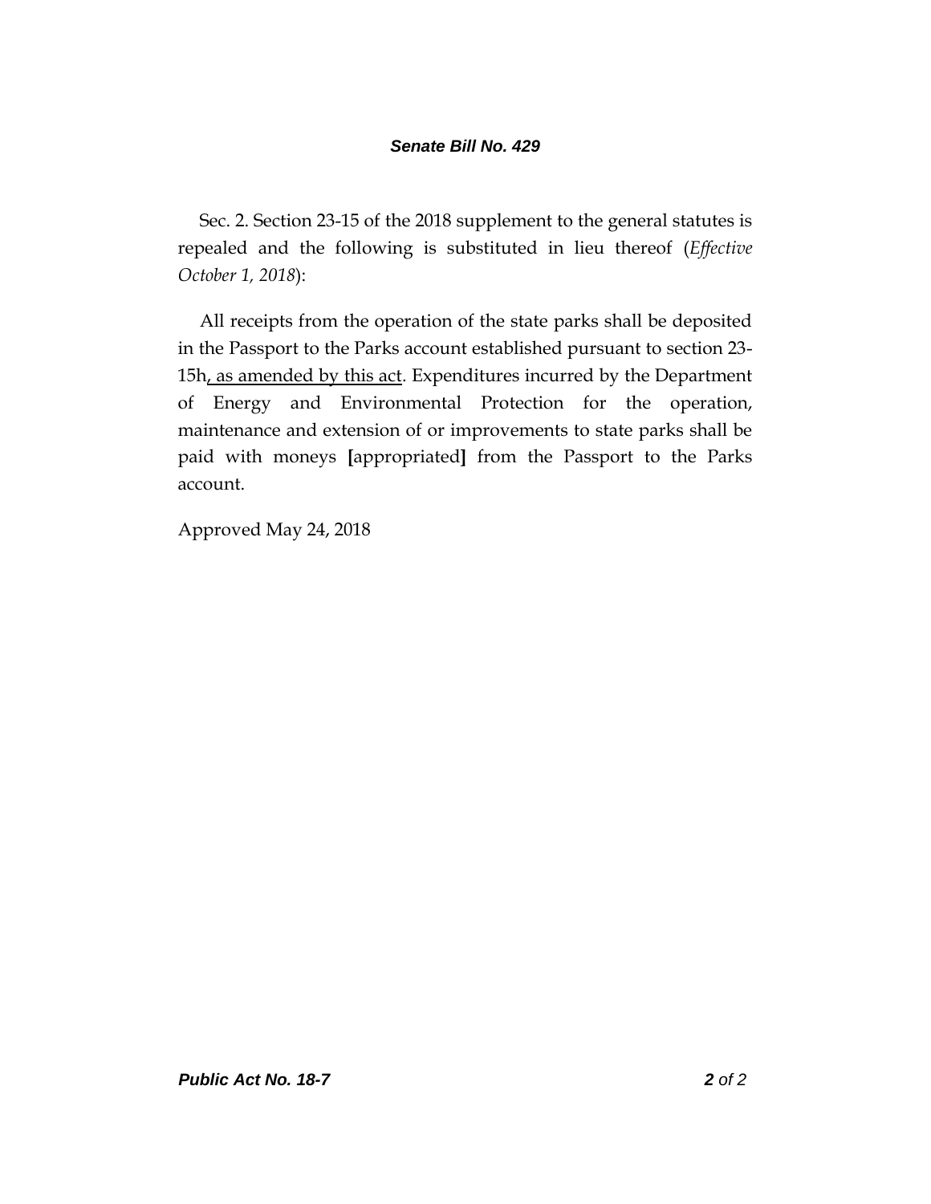Sec. 2. Section 23-15 of the 2018 supplement to the general statutes is repealed and the following is substituted in lieu thereof (*Effective October 1, 2018*):

All receipts from the operation of the state parks shall be deposited in the Passport to the Parks account established pursuant to section 23-15h<u>, as amended by this act</u>. Expenditures incurred by the Department of Energy and Environmental Protection for the operation, maintenance and extension of or improvements to state parks shall be paid with moneys **[**appropriated**]** from the Passport to the Parks account.

Approved May 24, 2018